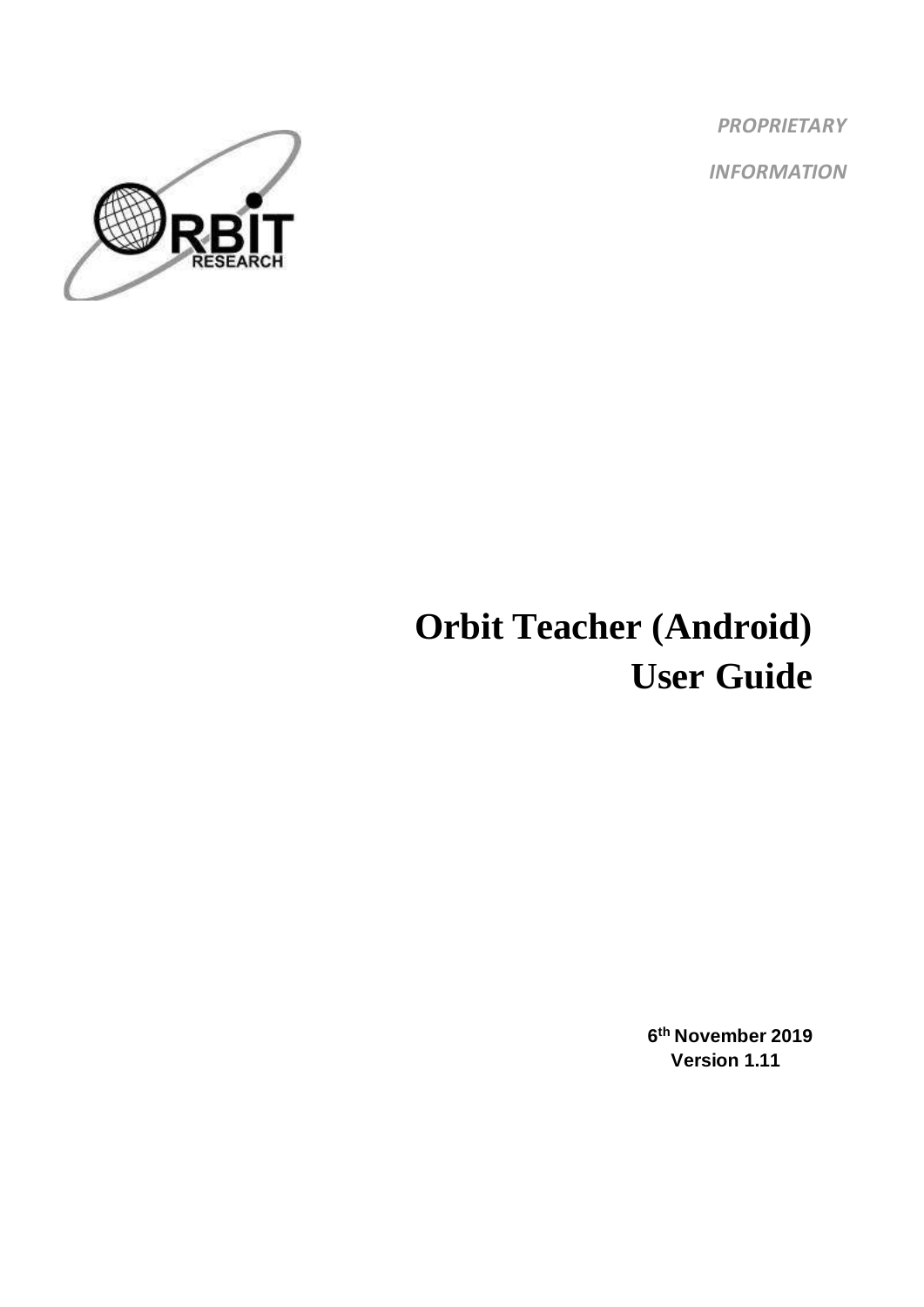*PROPRIETARY*

*INFORMATION*

# Orbit Teacher (Android) User Guide

**6th November 2019**
**Version 1.11**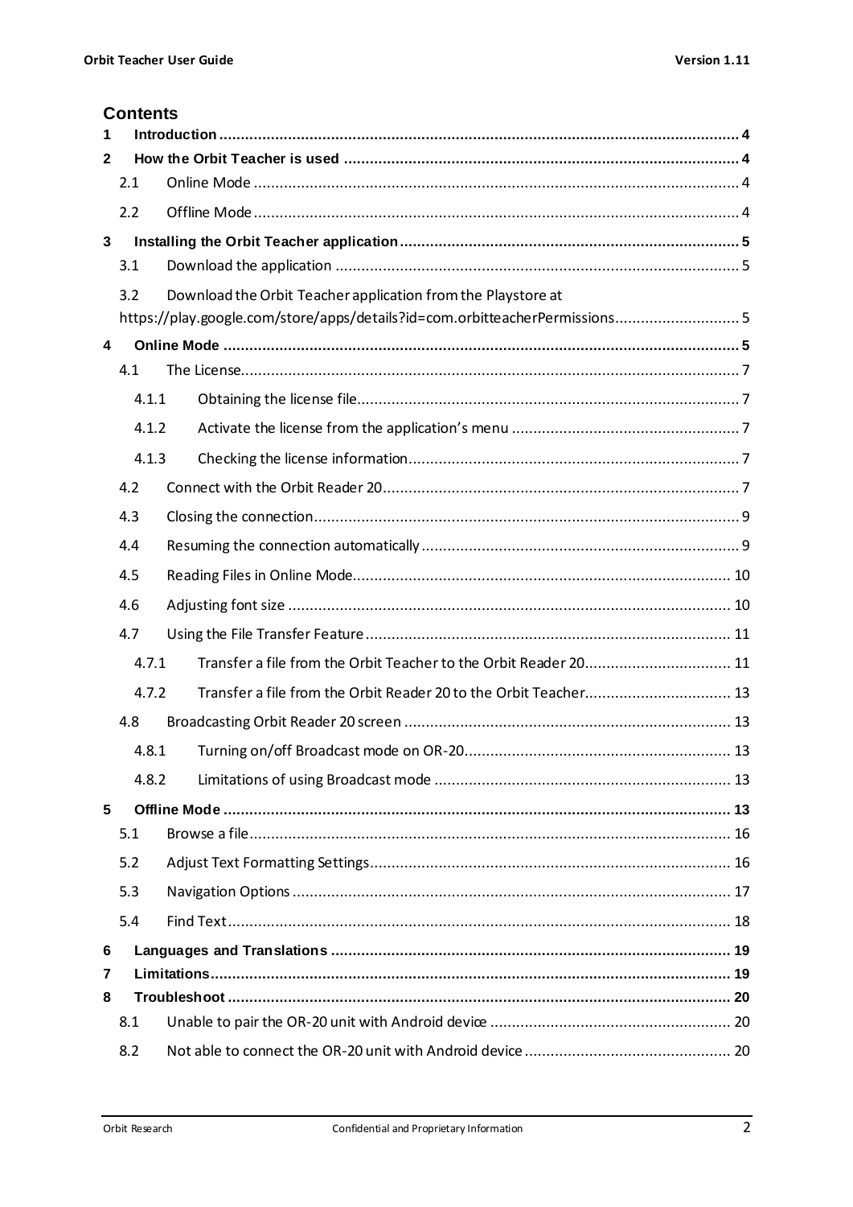## Contents

1 Introduction ... 4

2 How the Orbit Teacher is used ... 4

- 2.1 Online Mode ... 4
- 2.2 Offline Mode ... 4

3 Installing the Orbit Teacher application ... 5

- 3.1 Download the application ... 5
- 3.2 Download the Orbit Teacher application from the Playstore at https://play.google.com/store/apps/details?id=com.orbitteacherPermissions ... 5

4 Online Mode ... 5

- 4.1 The License ... 7
  - 4.1.1 Obtaining the license file ... 7
  - 4.1.2 Activate the license from the application's menu ... 7
  - 4.1.3 Checking the license information ... 7
- 4.2 Connect with the Orbit Reader 20 ... 7
- 4.3 Closing the connection ... 9
- 4.4 Resuming the connection automatically ... 9
- 4.5 Reading Files in Online Mode ... 10
- 4.6 Adjusting font size ... 10
- 4.7 Using the File Transfer Feature ... 11
  - 4.7.1 Transfer a file from the Orbit Teacher to the Orbit Reader 20 ... 11
  - 4.7.2 Transfer a file from the Orbit Reader 20 to the Orbit Teacher ... 13
- 4.8 Broadcasting Orbit Reader 20 screen ... 13
  - 4.8.1 Turning on/off Broadcast mode on OR-20 ... 13
  - 4.8.2 Limitations of using Broadcast mode ... 13

5 Offline Mode ... 13

- 5.1 Browse a file ... 16
- 5.2 Adjust Text Formatting Settings ... 16
- 5.3 Navigation Options ... 17
- 5.4 Find Text ... 18

6 Languages and Translations ... 19

7 Limitations ... 19

8 Troubleshoot ... 20

- 8.1 Unable to pair the OR-20 unit with Android device ... 20
- 8.2 Not able to connect the OR-20 unit with Android device ... 20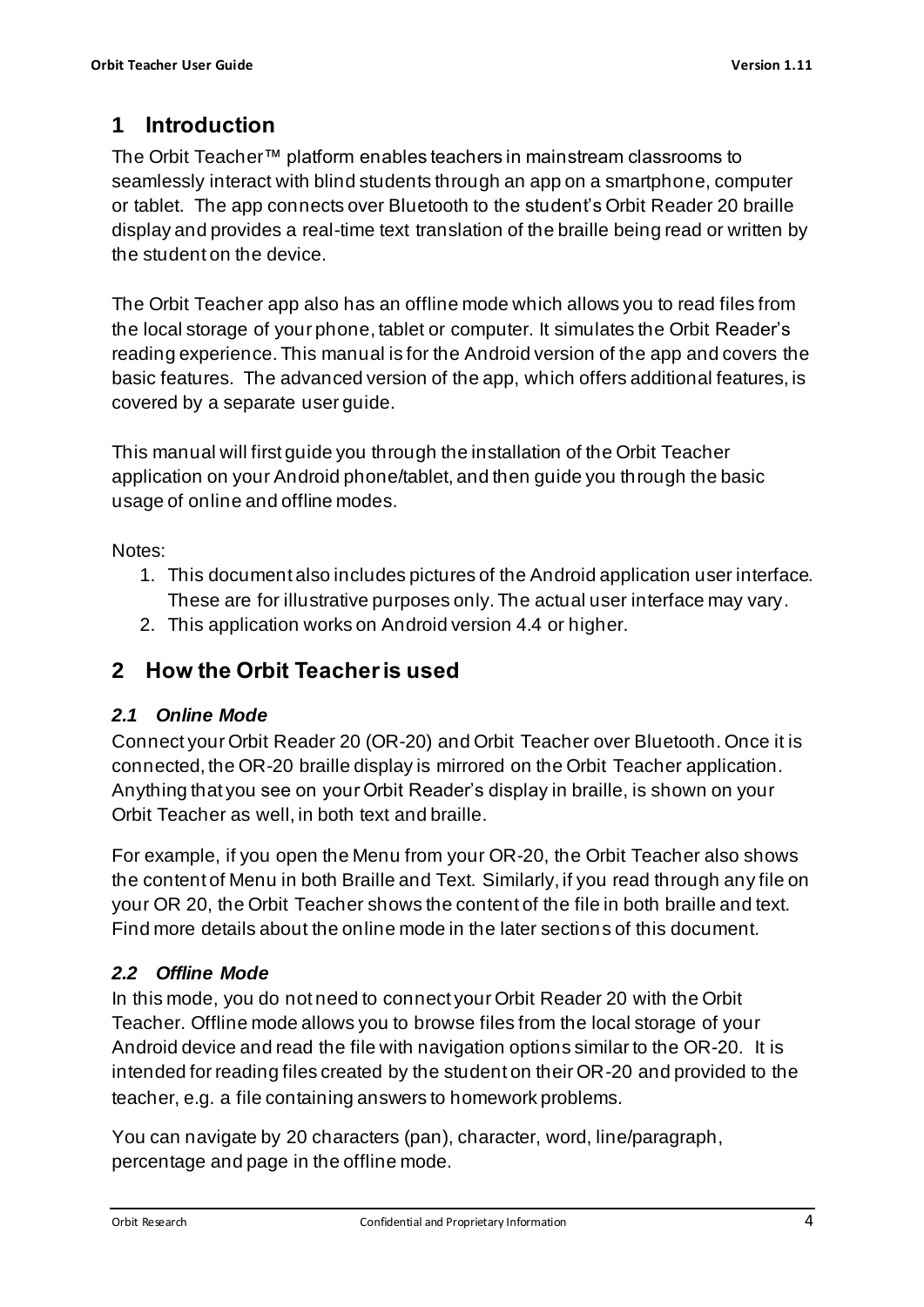# 1 Introduction

The Orbit Teacher™ platform enables teachers in mainstream classrooms to seamlessly interact with blind students through an app on a smartphone, computer or tablet. The app connects over Bluetooth to the student's Orbit Reader 20 braille display and provides a real-time text translation of the braille being read or written by the student on the device.

The Orbit Teacher app also has an offline mode which allows you to read files from the local storage of your phone, tablet or computer. It simulates the Orbit Reader's reading experience. This manual is for the Android version of the app and covers the basic features. The advanced version of the app, which offers additional features, is covered by a separate user guide.

This manual will first guide you through the installation of the Orbit Teacher application on your Android phone/tablet, and then guide you through the basic usage of online and offline modes.

Notes:

1. This document also includes pictures of the Android application user interface. These are for illustrative purposes only. The actual user interface may vary.
2. This application works on Android version 4.4 or higher.

# 2 How the Orbit Teacher is used

## *2.1 Online Mode*

Connect your Orbit Reader 20 (OR-20) and Orbit Teacher over Bluetooth. Once it is connected, the OR-20 braille display is mirrored on the Orbit Teacher application. Anything that you see on your Orbit Reader's display in braille, is shown on your Orbit Teacher as well, in both text and braille.

For example, if you open the Menu from your OR-20, the Orbit Teacher also shows the content of Menu in both Braille and Text. Similarly, if you read through any file on your OR 20, the Orbit Teacher shows the content of the file in both braille and text. Find more details about the online mode in the later sections of this document.

## *2.2 Offline Mode*

In this mode, you do not need to connect your Orbit Reader 20 with the Orbit Teacher. Offline mode allows you to browse files from the local storage of your Android device and read the file with navigation options similar to the OR-20. It is intended for reading files created by the student on their OR-20 and provided to the teacher, e.g. a file containing answers to homework problems.

You can navigate by 20 characters (pan), character, word, line/paragraph, percentage and page in the offline mode.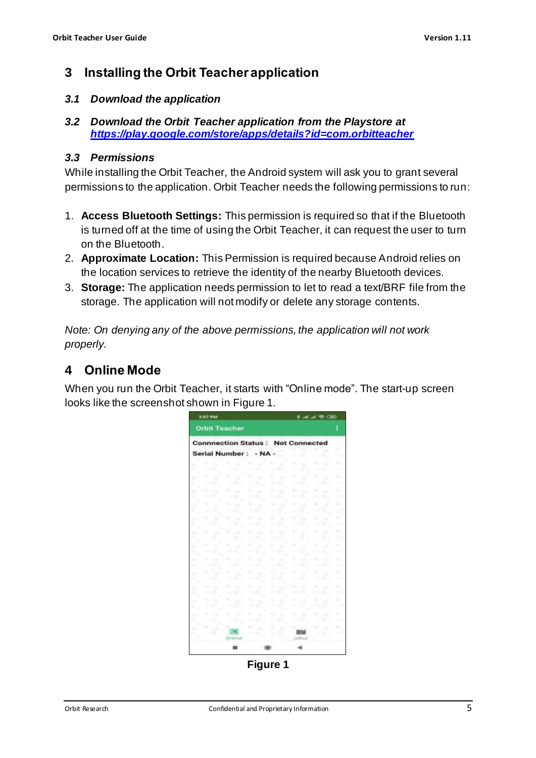# 3 Installing the Orbit Teacher application

### *3.1 Download the application*

### *3.2 Download the Orbit Teacher application from the Playstore at [https://play.google.com/store/apps/details?id=com.orbitteacher](https://play.google.com/store/apps/details?id=com.orbitteacher)*

### *3.3 Permissions*

While installing the Orbit Teacher, the Android system will ask you to grant several permissions to the application. Orbit Teacher needs the following permissions to run:

1. **Access Bluetooth Settings:** This permission is required so that if the Bluetooth is turned off at the time of using the Orbit Teacher, it can request the user to turn on the Bluetooth.
2. **Approximate Location:** This Permission is required because Android relies on the location services to retrieve the identity of the nearby Bluetooth devices.
3. **Storage:** The application needs permission to let to read a text/BRF file from the storage. The application will not modify or delete any storage contents.

*Note: On denying any of the above permissions, the application will not work properly.*

# 4 Online Mode

When you run the Orbit Teacher, it starts with "Online mode". The start-up screen looks like the screenshot shown in Figure 1.

**Figure 1**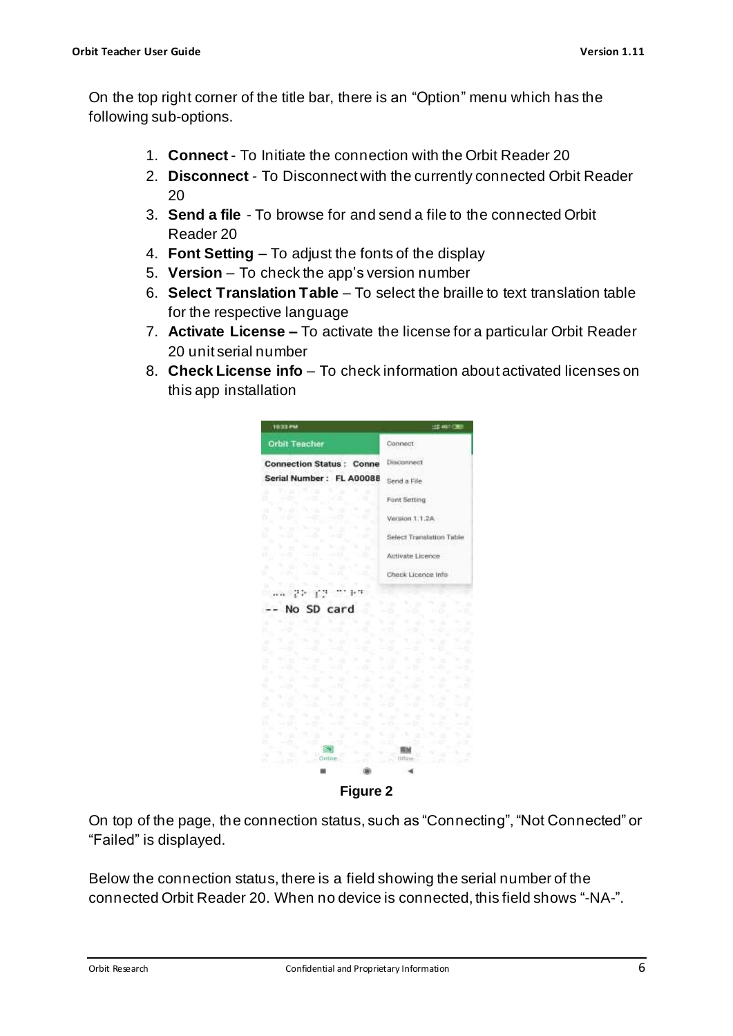On the top right corner of the title bar, there is an "Option" menu which has the following sub-options.

1. **Connect** - To Initiate the connection with the Orbit Reader 20
2. **Disconnect** - To Disconnect with the currently connected Orbit Reader 20
3. **Send a file** - To browse for and send a file to the connected Orbit Reader 20
4. **Font Setting** – To adjust the fonts of the display
5. **Version** – To check the app's version number
6. **Select Translation Table** – To select the braille to text translation table for the respective language
7. **Activate License –** To activate the license for a particular Orbit Reader 20 unit serial number
8. **Check License info** – To check information about activated licenses on this app installation

**Figure 2**

On top of the page, the connection status, such as "Connecting", "Not Connected" or "Failed" is displayed.

Below the connection status, there is a field showing the serial number of the connected Orbit Reader 20. When no device is connected, this field shows "-NA-".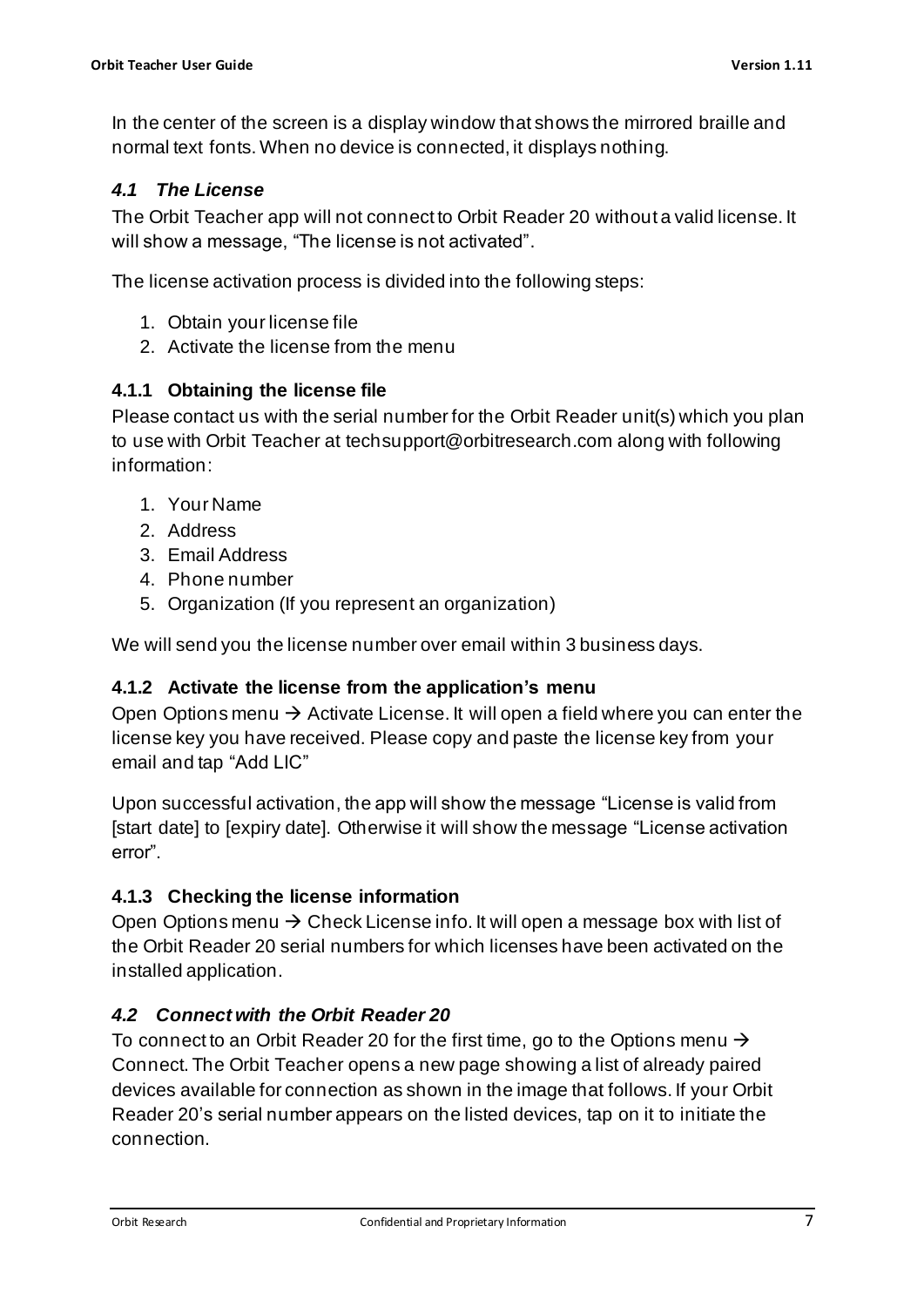In the center of the screen is a display window that shows the mirrored braille and normal text fonts. When no device is connected, it displays nothing.

## *4.1 The License*

The Orbit Teacher app will not connect to Orbit Reader 20 without a valid license. It will show a message, "The license is not activated".

The license activation process is divided into the following steps:

1. Obtain your license file
2. Activate the license from the menu

### 4.1.1 Obtaining the license file

Please contact us with the serial number for the Orbit Reader unit(s) which you plan to use with Orbit Teacher at techsupport@orbitresearch.com along with following information:

1. Your Name
2. Address
3. Email Address
4. Phone number
5. Organization (If you represent an organization)

We will send you the license number over email within 3 business days.

### 4.1.2 Activate the license from the application's menu

Open Options menu → Activate License. It will open a field where you can enter the license key you have received. Please copy and paste the license key from your email and tap "Add LIC"

Upon successful activation, the app will show the message "License is valid from [start date] to [expiry date]. Otherwise it will show the message "License activation error".

### 4.1.3 Checking the license information

Open Options menu → Check License info. It will open a message box with list of the Orbit Reader 20 serial numbers for which licenses have been activated on the installed application.

## *4.2 Connect with the Orbit Reader 20*

To connect to an Orbit Reader 20 for the first time, go to the Options menu → Connect. The Orbit Teacher opens a new page showing a list of already paired devices available for connection as shown in the image that follows. If your Orbit Reader 20's serial number appears on the listed devices, tap on it to initiate the connection.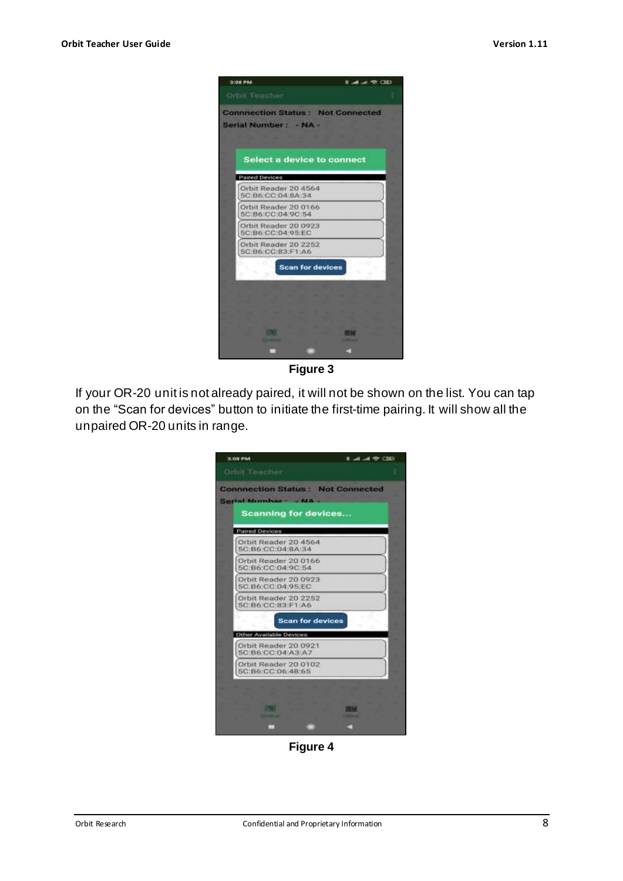Figure 3

If your OR-20 unit is not already paired, it will not be shown on the list. You can tap on the “Scan for devices” button to initiate the first-time pairing. It will show all the unpaired OR-20 units in range.

Figure 4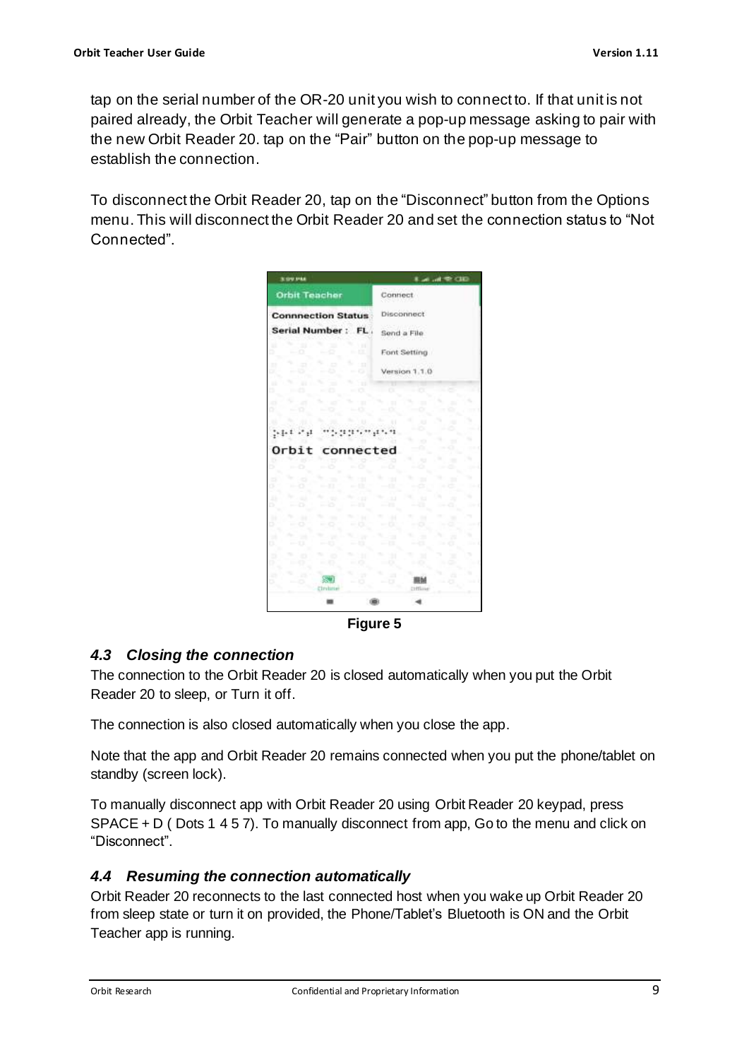tap on the serial number of the OR-20 unit you wish to connect to. If that unit is not paired already, the Orbit Teacher will generate a pop-up message asking to pair with the new Orbit Reader 20. tap on the "Pair" button on the pop-up message to establish the connection.

To disconnect the Orbit Reader 20, tap on the "Disconnect" button from the Options menu. This will disconnect the Orbit Reader 20 and set the connection status to "Not Connected".

**Figure 5**

### *4.3 Closing the connection*

The connection to the Orbit Reader 20 is closed automatically when you put the Orbit Reader 20 to sleep, or Turn it off.

The connection is also closed automatically when you close the app.

Note that the app and Orbit Reader 20 remains connected when you put the phone/tablet on standby (screen lock).

To manually disconnect app with Orbit Reader 20 using Orbit Reader 20 keypad, press SPACE + D ( Dots 1 4 5 7). To manually disconnect from app, Go to the menu and click on "Disconnect".

### *4.4 Resuming the connection automatically*

Orbit Reader 20 reconnects to the last connected host when you wake up Orbit Reader 20 from sleep state or turn it on provided, the Phone/Tablet's Bluetooth is ON and the Orbit Teacher app is running.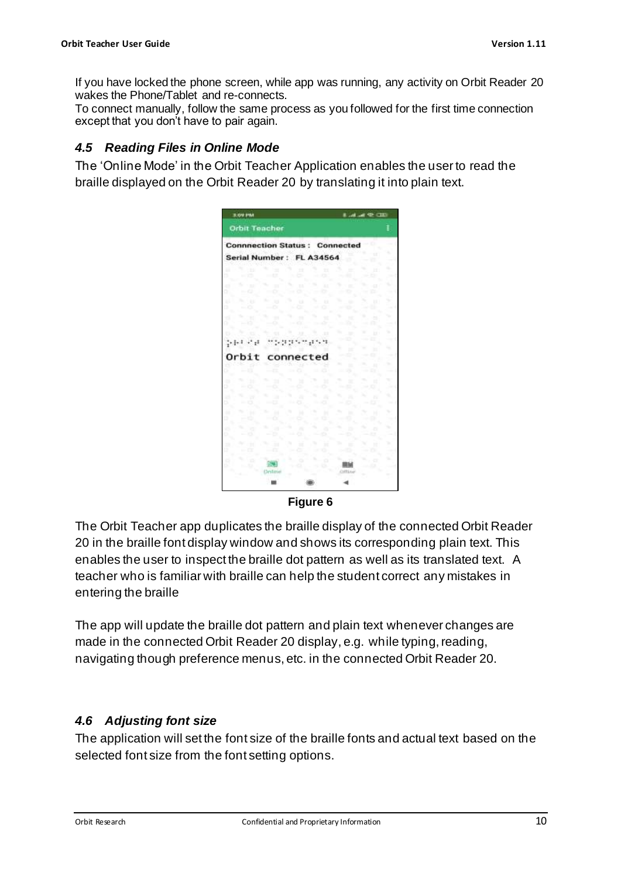If you have locked the phone screen, while app was running, any activity on Orbit Reader 20 wakes the Phone/Tablet and re-connects.
To connect manually, follow the same process as you followed for the first time connection except that you don't have to pair again.

### *4.5 Reading Files in Online Mode*

The 'Online Mode' in the Orbit Teacher Application enables the user to read the braille displayed on the Orbit Reader 20 by translating it into plain text.

**Figure 6**

The Orbit Teacher app duplicates the braille display of the connected Orbit Reader 20 in the braille font display window and shows its corresponding plain text. This enables the user to inspect the braille dot pattern as well as its translated text. A teacher who is familiar with braille can help the student correct any mistakes in entering the braille

The app will update the braille dot pattern and plain text whenever changes are made in the connected Orbit Reader 20 display, e.g. while typing, reading, navigating though preference menus, etc. in the connected Orbit Reader 20.

### *4.6 Adjusting font size*

The application will set the font size of the braille fonts and actual text based on the selected font size from the font setting options.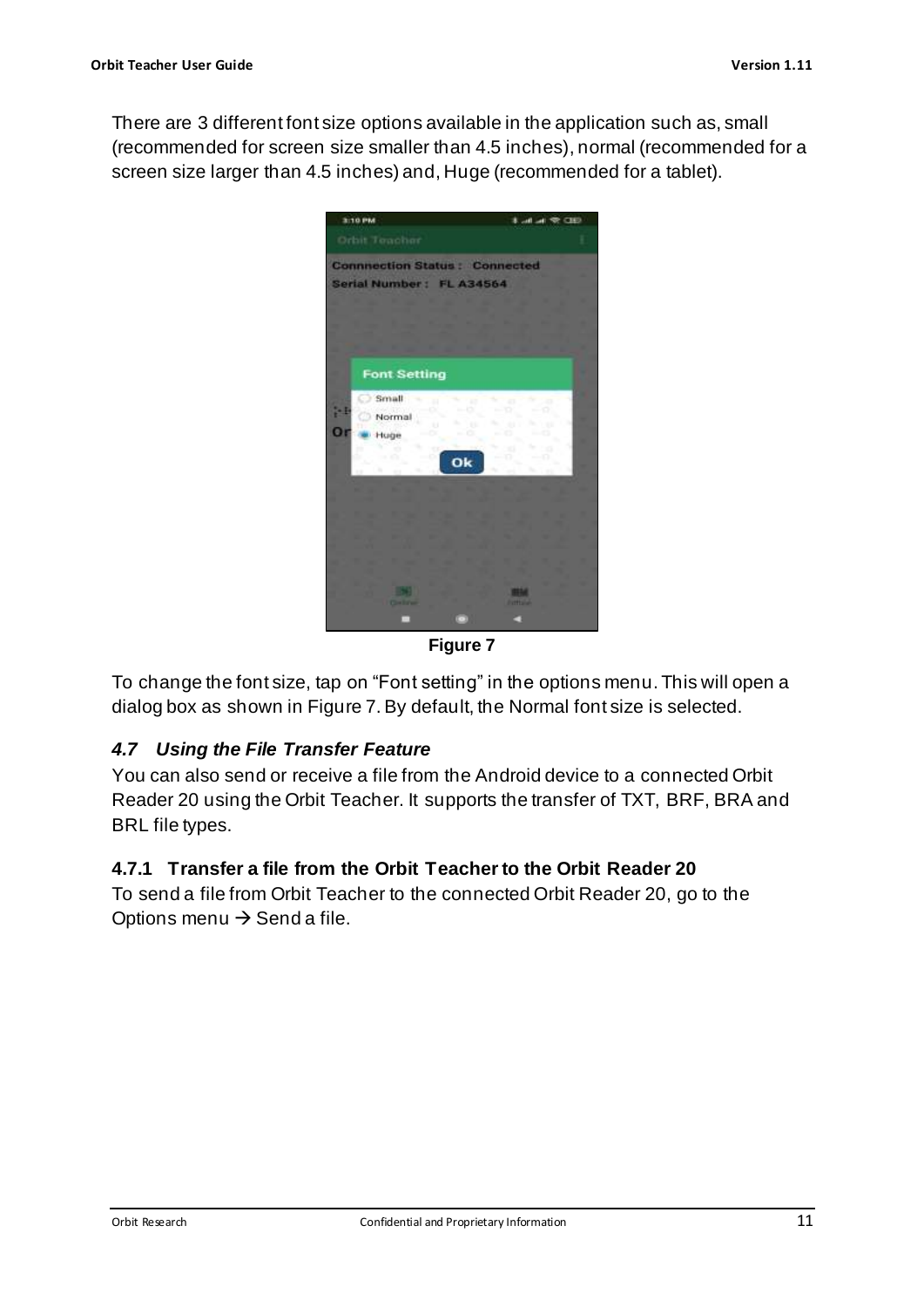There are 3 different font size options available in the application such as, small (recommended for screen size smaller than 4.5 inches), normal (recommended for a screen size larger than 4.5 inches) and, Huge (recommended for a tablet).

**Figure 7**

To change the font size, tap on “Font setting” in the options menu. This will open a dialog box as shown in Figure 7. By default, the Normal font size is selected.

## *4.7 Using the File Transfer Feature*

You can also send or receive a file from the Android device to a connected Orbit Reader 20 using the Orbit Teacher. It supports the transfer of TXT, BRF, BRA and BRL file types.

### 4.7.1 Transfer a file from the Orbit Teacher to the Orbit Reader 20

To send a file from Orbit Teacher to the connected Orbit Reader 20, go to the Options menu → Send a file.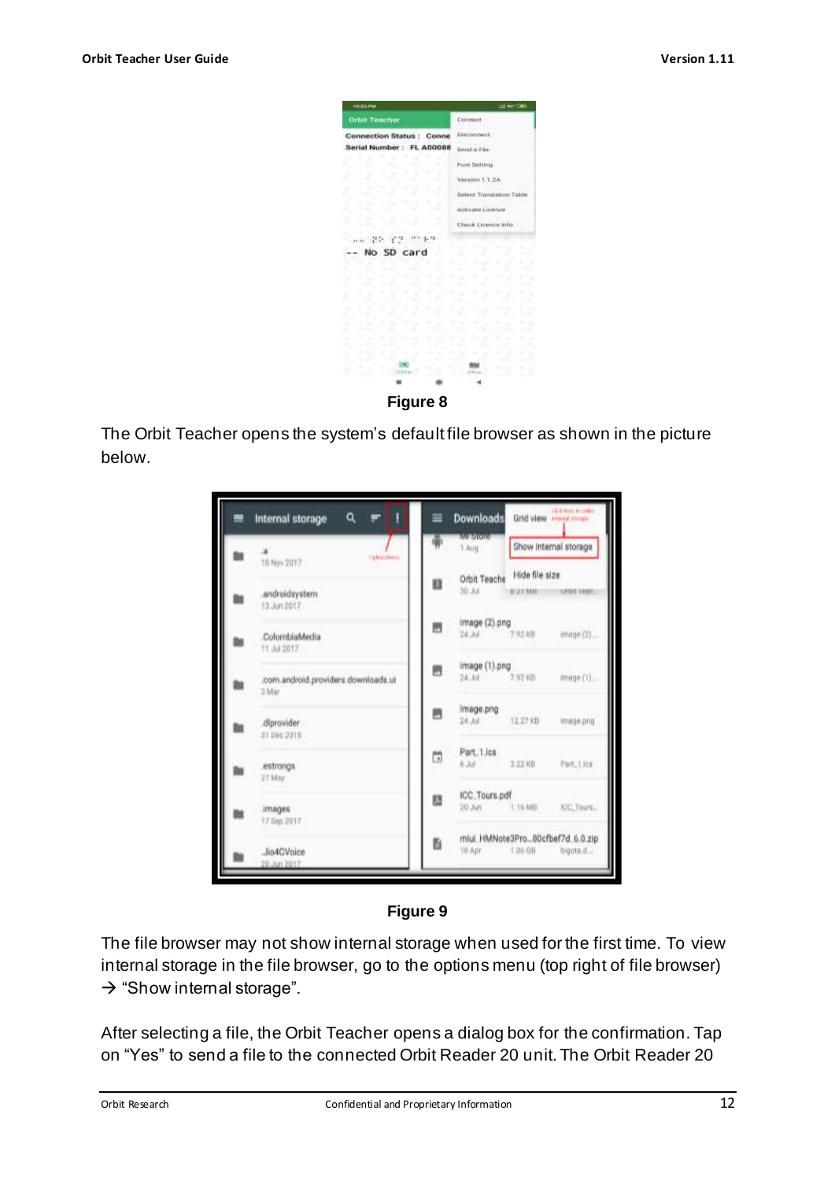Figure 8

The Orbit Teacher opens the system's default file browser as shown in the picture below.

Figure 9

The file browser may not show internal storage when used for the first time. To view internal storage in the file browser, go to the options menu (top right of file browser) → "Show internal storage".

After selecting a file, the Orbit Teacher opens a dialog box for the confirmation. Tap on "Yes" to send a file to the connected Orbit Reader 20 unit. The Orbit Reader 20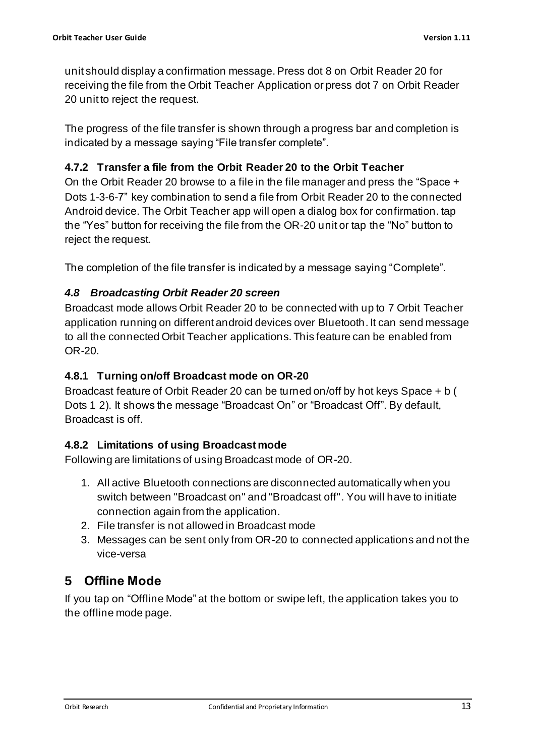unit should display a confirmation message. Press dot 8 on Orbit Reader 20 for receiving the file from the Orbit Teacher Application or press dot 7 on Orbit Reader 20 unit to reject the request.

The progress of the file transfer is shown through a progress bar and completion is indicated by a message saying “File transfer complete”.

### 4.7.2 Transfer a file from the Orbit Reader 20 to the Orbit Teacher

On the Orbit Reader 20 browse to a file in the file manager and press the “Space + Dots 1-3-6-7” key combination to send a file from Orbit Reader 20 to the connected Android device. The Orbit Teacher app will open a dialog box for confirmation. tap the “Yes” button for receiving the file from the OR-20 unit or tap the “No” button to reject the request.

The completion of the file transfer is indicated by a message saying “Complete”.

## *4.8 Broadcasting Orbit Reader 20 screen*

Broadcast mode allows Orbit Reader 20 to be connected with up to 7 Orbit Teacher application running on different android devices over Bluetooth. It can send message to all the connected Orbit Teacher applications. This feature can be enabled from OR-20.

### 4.8.1 Turning on/off Broadcast mode on OR-20

Broadcast feature of Orbit Reader 20 can be turned on/off by hot keys Space + b ( Dots 1 2). It shows the message “Broadcast On” or “Broadcast Off”. By default, Broadcast is off.

### 4.8.2 Limitations of using Broadcast mode

Following are limitations of using Broadcast mode of OR-20.

1. All active Bluetooth connections are disconnected automatically when you switch between "Broadcast on" and "Broadcast off". You will have to initiate connection again from the application.
2. File transfer is not allowed in Broadcast mode
3. Messages can be sent only from OR-20 to connected applications and not the vice-versa

# 5 Offline Mode

If you tap on “Offline Mode” at the bottom or swipe left, the application takes you to the offline mode page.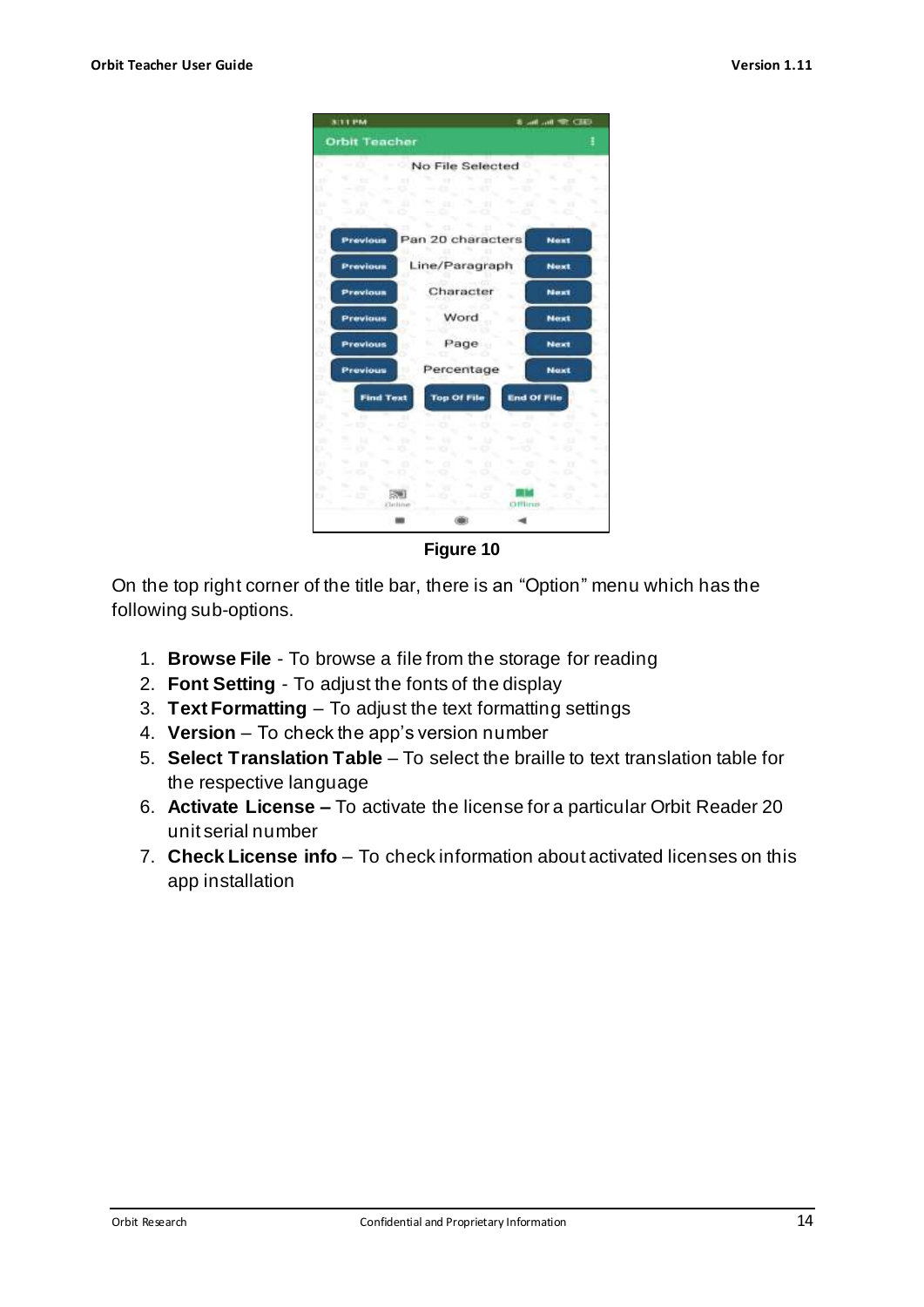Figure 10

On the top right corner of the title bar, there is an “Option” menu which has the following sub-options.

1. **Browse File** - To browse a file from the storage for reading
2. **Font Setting** - To adjust the fonts of the display
3. **Text Formatting** – To adjust the text formatting settings
4. **Version** – To check the app’s version number
5. **Select Translation Table** – To select the braille to text translation table for the respective language
6. **Activate License –** To activate the license for a particular Orbit Reader 20 unit serial number
7. **Check License info** – To check information about activated licenses on this app installation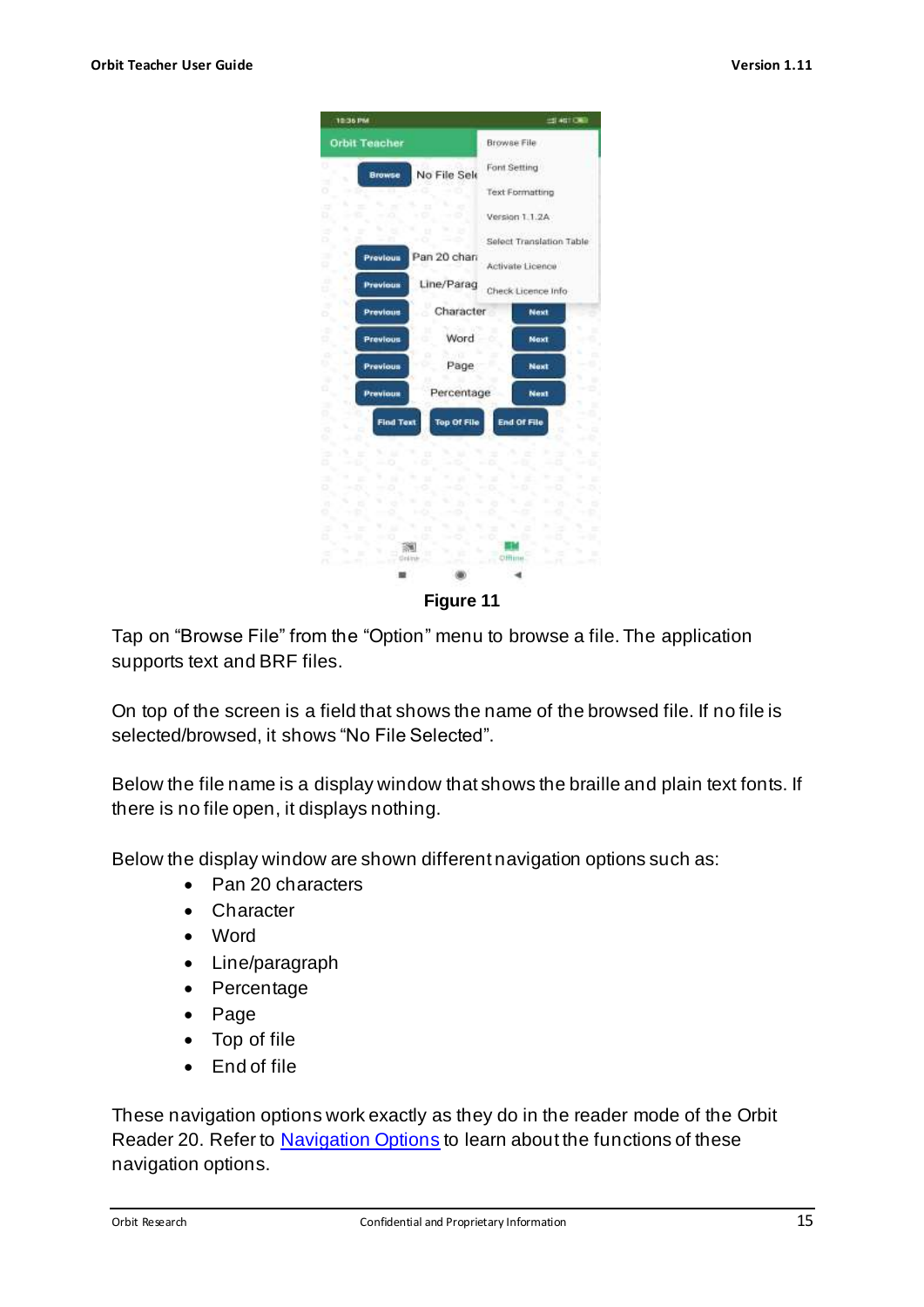**Figure 11**

Tap on "Browse File" from the "Option" menu to browse a file. The application supports text and BRF files.

On top of the screen is a field that shows the name of the browsed file. If no file is selected/browsed, it shows "No File Selected".

Below the file name is a display window that shows the braille and plain text fonts. If there is no file open, it displays nothing.

Below the display window are shown different navigation options such as:

- Pan 20 characters
- Character
- Word
- Line/paragraph
- Percentage
- Page
- Top of file
- End of file

These navigation options work exactly as they do in the reader mode of the Orbit Reader 20. Refer to Navigation Options to learn about the functions of these navigation options.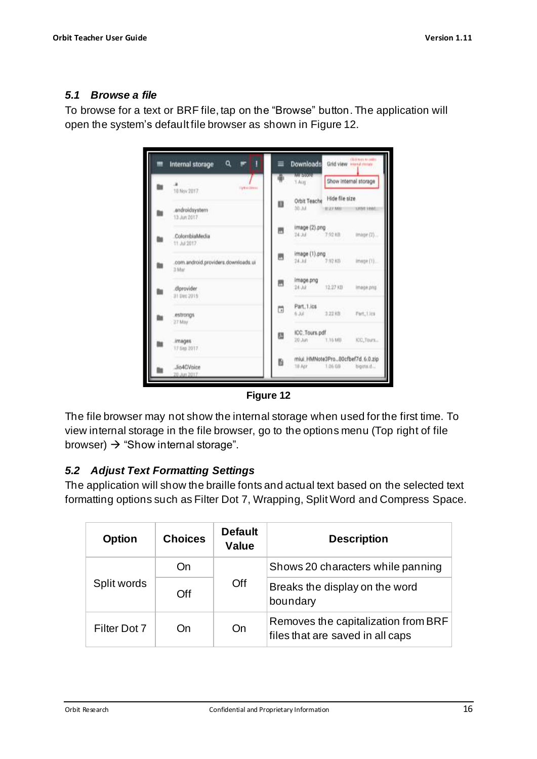### 5.1 Browse a file

To browse for a text or BRF file, tap on the “Browse” button. The application will open the system’s default file browser as shown in Figure 12.

**Figure 12**

The file browser may not show the internal storage when used for the first time. To view internal storage in the file browser, go to the options menu (Top right of file browser) → “Show internal storage”.

### 5.2 Adjust Text Formatting Settings

The application will show the braille fonts and actual text based on the selected text formatting options such as Filter Dot 7, Wrapping, Split Word and Compress Space.

| Option | Choices | Default Value | Description |
|---|---|---|---|
| Split words | On | Off | Shows 20 characters while panning |
| | Off | | Breaks the display on the word boundary |
| Filter Dot 7 | On | On | Removes the capitalization from BRF files that are saved in all caps |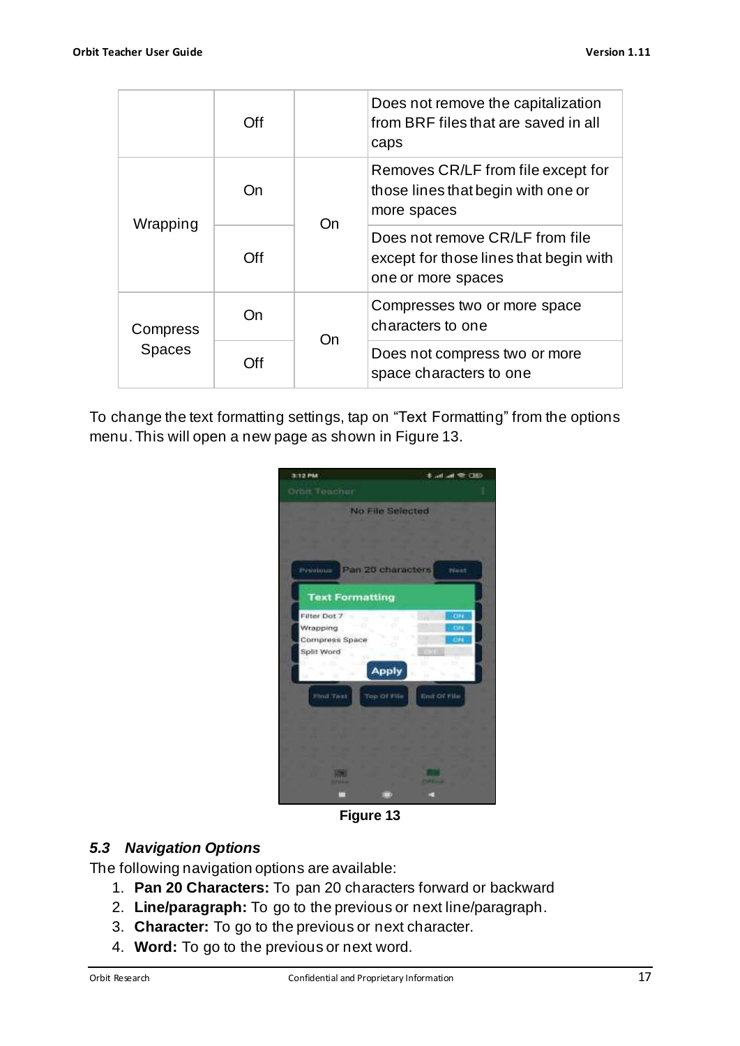|  |  |  |  |
|---|---|---|---|
|  | Off |  | Does not remove the capitalization from BRF files that are saved in all caps |
| Wrapping | On | On | Removes CR/LF from file except for those lines that begin with one or more spaces |
|  | Off |  | Does not remove CR/LF from file except for those lines that begin with one or more spaces |
| Compress Spaces | On | On | Compresses two or more space characters to one |
|  | Off |  | Does not compress two or more space characters to one |

To change the text formatting settings, tap on “Text Formatting” from the options menu. This will open a new page as shown in Figure 13.

**Figure 13**

### *5.3 Navigation Options*

The following navigation options are available:

1. **Pan 20 Characters:** To pan 20 characters forward or backward
2. **Line/paragraph:** To go to the previous or next line/paragraph.
3. **Character:** To go to the previous or next character.
4. **Word:** To go to the previous or next word.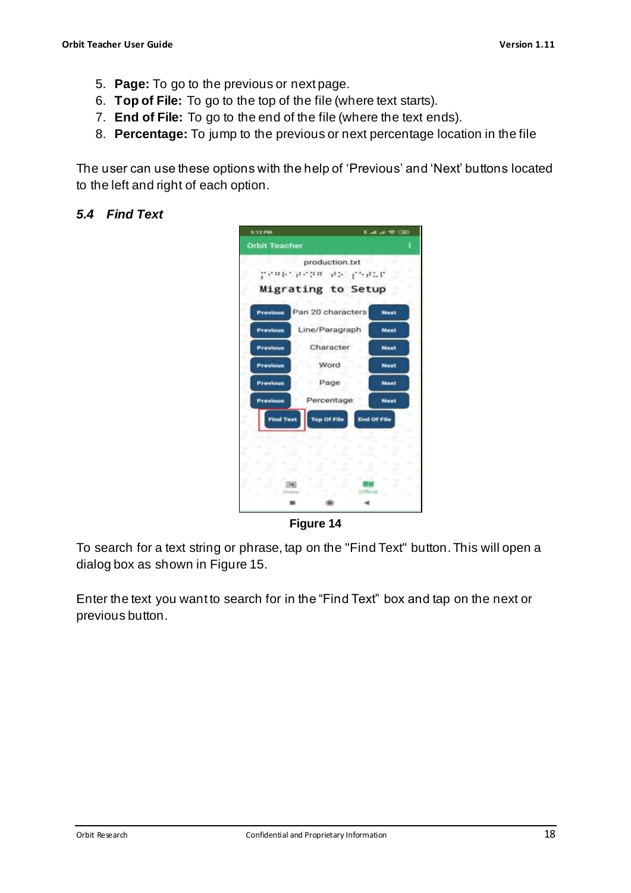5. **Page:** To go to the previous or next page.
6. **Top of File:** To go to the top of the file (where text starts).
7. **End of File:** To go to the end of the file (where the text ends).
8. **Percentage:** To jump to the previous or next percentage location in the file

The user can use these options with the help of ‘Previous’ and ‘Next’ buttons located to the left and right of each option.

### *5.4 Find Text*

**Figure 14**

To search for a text string or phrase, tap on the "Find Text" button. This will open a dialog box as shown in Figure 15.

Enter the text you want to search for in the “Find Text” box and tap on the next or previous button.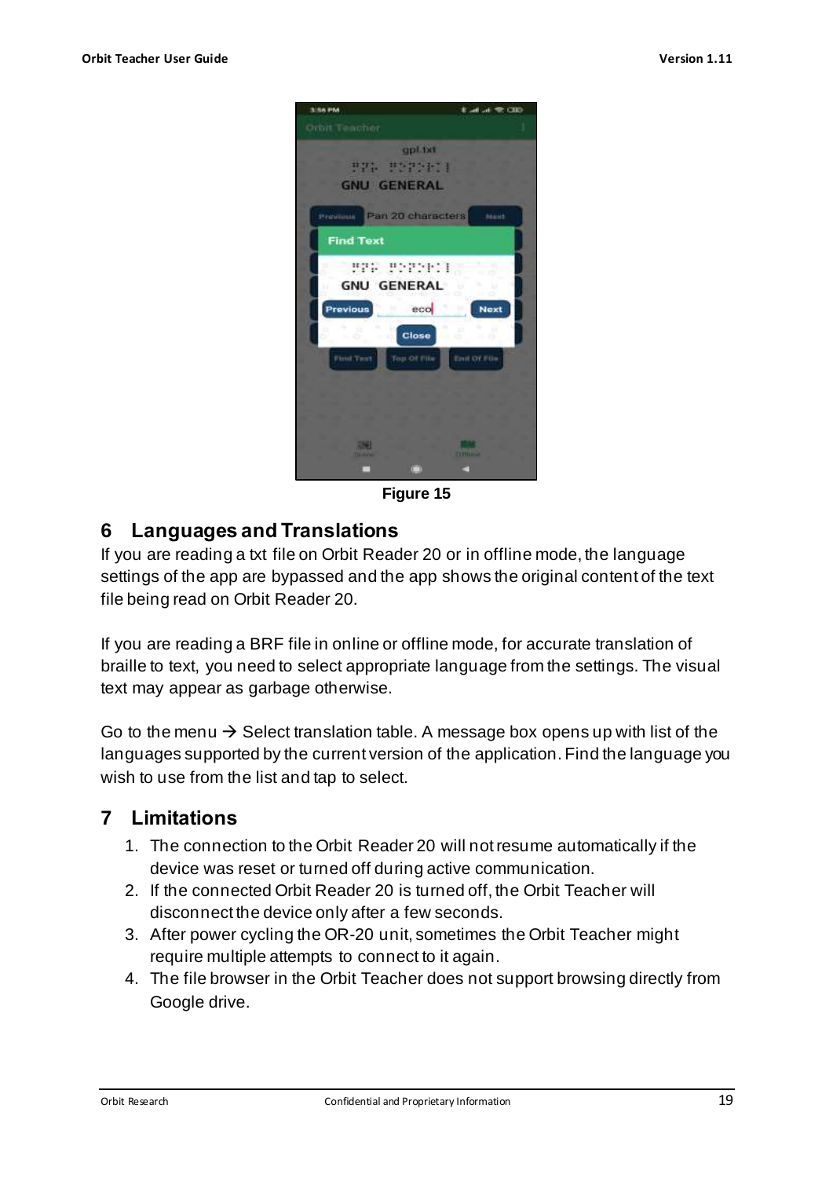Figure 15

## 6 Languages and Translations

If you are reading a txt file on Orbit Reader 20 or in offline mode, the language settings of the app are bypassed and the app shows the original content of the text file being read on Orbit Reader 20.

If you are reading a BRF file in online or offline mode, for accurate translation of braille to text, you need to select appropriate language from the settings. The visual text may appear as garbage otherwise.

Go to the menu → Select translation table. A message box opens up with list of the languages supported by the current version of the application. Find the language you wish to use from the list and tap to select.

## 7 Limitations

1. The connection to the Orbit Reader 20 will not resume automatically if the device was reset or turned off during active communication.
2. If the connected Orbit Reader 20 is turned off, the Orbit Teacher will disconnect the device only after a few seconds.
3. After power cycling the OR-20 unit, sometimes the Orbit Teacher might require multiple attempts to connect to it again.
4. The file browser in the Orbit Teacher does not support browsing directly from Google drive.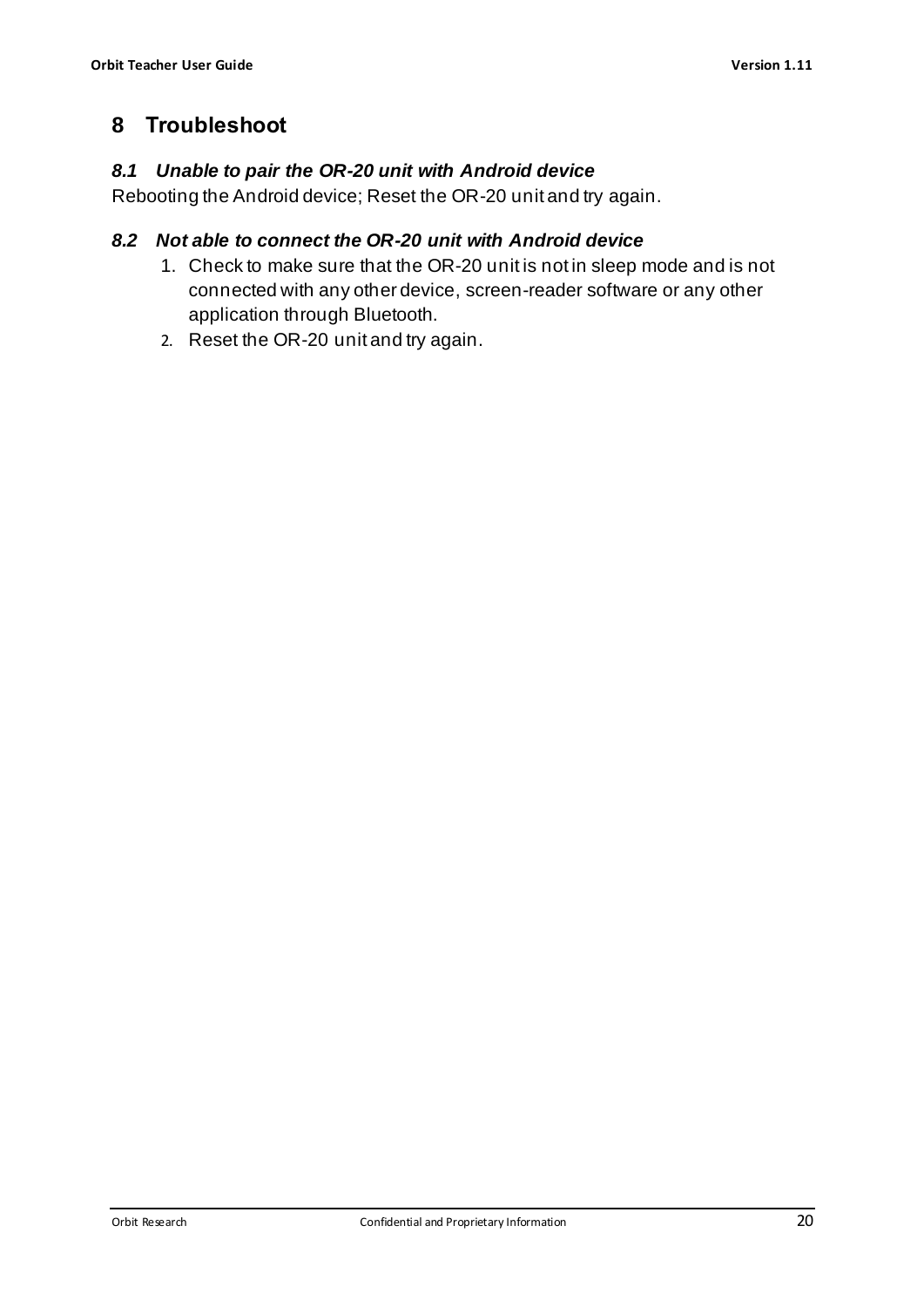# 8 Troubleshoot

## *8.1 Unable to pair the OR-20 unit with Android device*

Rebooting the Android device; Reset the OR-20 unit and try again.

## *8.2 Not able to connect the OR-20 unit with Android device*

1. Check to make sure that the OR-20 unit is not in sleep mode and is not connected with any other device, screen-reader software or any other application through Bluetooth.
2. Reset the OR-20 unit and try again.